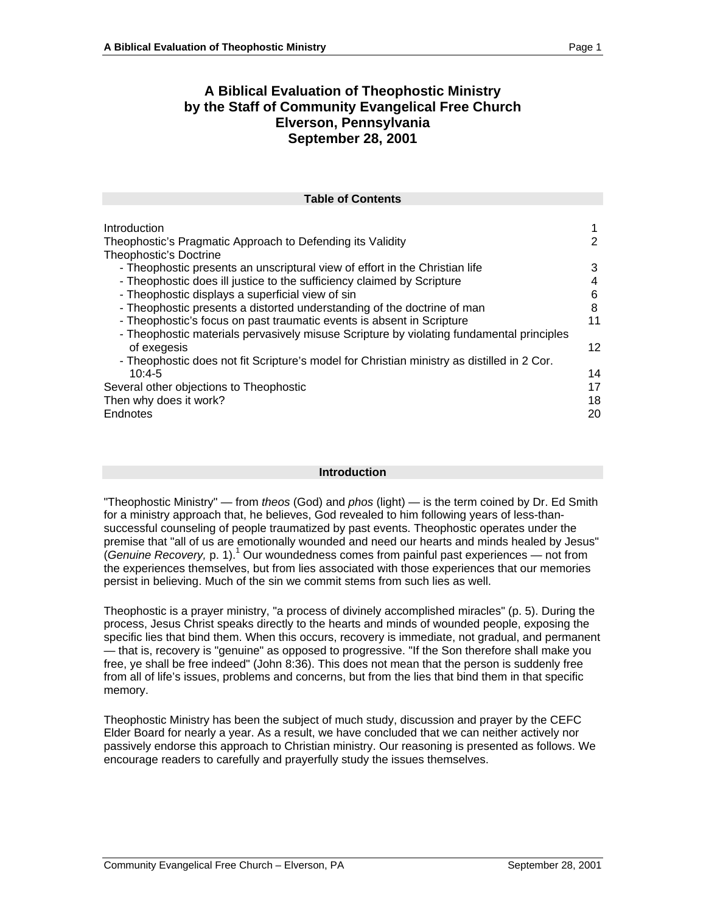# A Biblical Evaluation of Theophostic Ministry
# by the Staff of Community Evangelical Free Church
# Elverson, Pennsylvania
# September 28, 2001

## Table of Contents

| | |
|---|---|
| Introduction | 1 |
| Theophostic's Pragmatic Approach to Defending its Validity | 2 |
| Theophostic's Doctrine | |
| - Theophostic presents an unscriptural view of effort in the Christian life | 3 |
| - Theophostic does ill justice to the sufficiency claimed by Scripture | 4 |
| - Theophostic displays a superficial view of sin | 6 |
| - Theophostic presents a distorted understanding of the doctrine of man | 8 |
| - Theophostic's focus on past traumatic events is absent in Scripture | 11 |
| - Theophostic materials pervasively misuse Scripture by violating fundamental principles of exegesis | 12 |
| - Theophostic does not fit Scripture's model for Christian ministry as distilled in 2 Cor. 10:4-5 | 14 |
| Several other objections to Theophostic | 17 |
| Then why does it work? | 18 |
| Endnotes | 20 |

## Introduction

"Theophostic Ministry" — from *theos* (God) and *phos* (light) — is the term coined by Dr. Ed Smith for a ministry approach that, he believes, God revealed to him following years of less-than-successful counseling of people traumatized by past events. Theophostic operates under the premise that "all of us are emotionally wounded and need our hearts and minds healed by Jesus" (*Genuine Recovery,* p. 1).[1] Our woundedness comes from painful past experiences — not from the experiences themselves, but from lies associated with those experiences that our memories persist in believing. Much of the sin we commit stems from such lies as well.

Theophostic is a prayer ministry, "a process of divinely accomplished miracles" (p. 5). During the process, Jesus Christ speaks directly to the hearts and minds of wounded people, exposing the specific lies that bind them. When this occurs, recovery is immediate, not gradual, and permanent — that is, recovery is "genuine" as opposed to progressive. "If the Son therefore shall make you free, ye shall be free indeed" (John 8:36). This does not mean that the person is suddenly free from all of life's issues, problems and concerns, but from the lies that bind them in that specific memory.

Theophostic Ministry has been the subject of much study, discussion and prayer by the CEFC Elder Board for nearly a year. As a result, we have concluded that we can neither actively nor passively endorse this approach to Christian ministry. Our reasoning is presented as follows. We encourage readers to carefully and prayerfully study the issues themselves.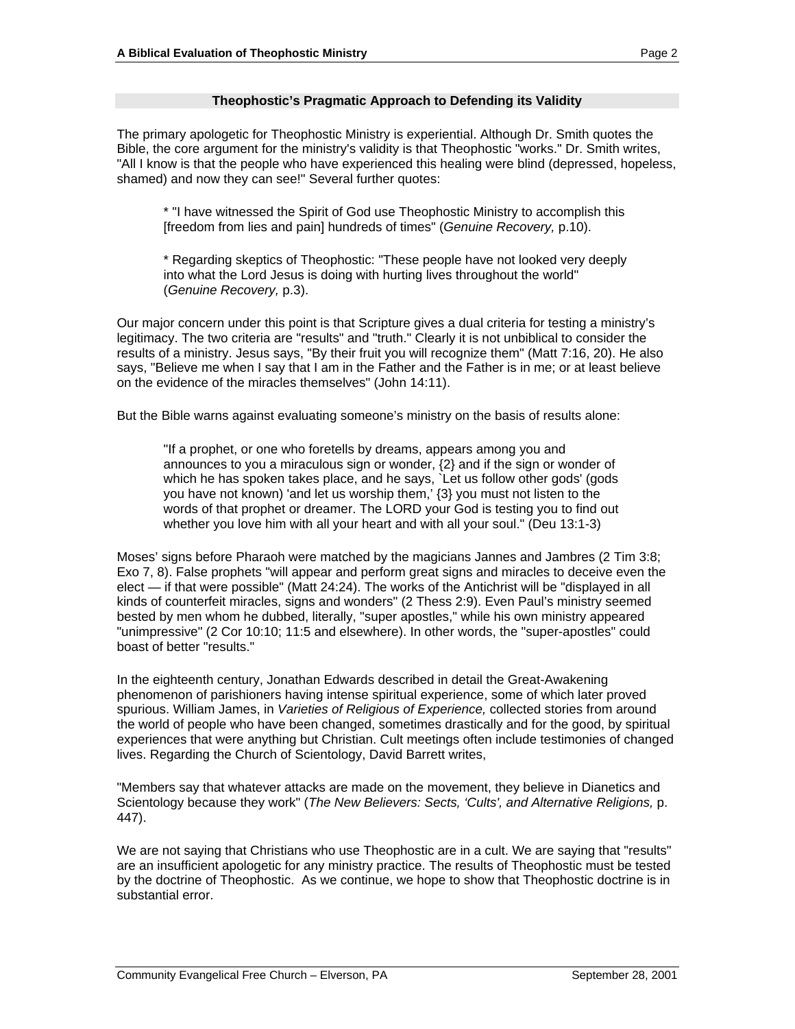## Theophostic's Pragmatic Approach to Defending its Validity

The primary apologetic for Theophostic Ministry is experiential. Although Dr. Smith quotes the Bible, the core argument for the ministry's validity is that Theophostic "works." Dr. Smith writes, "All I know is that the people who have experienced this healing were blind (depressed, hopeless, shamed) and now they can see!" Several further quotes:

> * "I have witnessed the Spirit of God use Theophostic Ministry to accomplish this [freedom from lies and pain] hundreds of times" (*Genuine Recovery,* p.10).
>
> * Regarding skeptics of Theophostic: "These people have not looked very deeply into what the Lord Jesus is doing with hurting lives throughout the world" (*Genuine Recovery,* p.3).

Our major concern under this point is that Scripture gives a dual criteria for testing a ministry's legitimacy. The two criteria are "results" and "truth." Clearly it is not unbiblical to consider the results of a ministry. Jesus says, "By their fruit you will recognize them" (Matt 7:16, 20). He also says, "Believe me when I say that I am in the Father and the Father is in me; or at least believe on the evidence of the miracles themselves" (John 14:11).

But the Bible warns against evaluating someone's ministry on the basis of results alone:

> "If a prophet, or one who foretells by dreams, appears among you and announces to you a miraculous sign or wonder, {2} and if the sign or wonder of which he has spoken takes place, and he says, `Let us follow other gods' (gods you have not known) 'and let us worship them,' {3} you must not listen to the words of that prophet or dreamer. The LORD your God is testing you to find out whether you love him with all your heart and with all your soul." (Deu 13:1-3)

Moses' signs before Pharaoh were matched by the magicians Jannes and Jambres (2 Tim 3:8; Exo 7, 8). False prophets "will appear and perform great signs and miracles to deceive even the elect — if that were possible" (Matt 24:24). The works of the Antichrist will be "displayed in all kinds of counterfeit miracles, signs and wonders" (2 Thess 2:9). Even Paul's ministry seemed bested by men whom he dubbed, literally, "super apostles," while his own ministry appeared "unimpressive" (2 Cor 10:10; 11:5 and elsewhere). In other words, the "super-apostles" could boast of better "results."

In the eighteenth century, Jonathan Edwards described in detail the Great-Awakening phenomenon of parishioners having intense spiritual experience, some of which later proved spurious. William James, in *Varieties of Religious of Experience,* collected stories from around the world of people who have been changed, sometimes drastically and for the good, by spiritual experiences that were anything but Christian. Cult meetings often include testimonies of changed lives. Regarding the Church of Scientology, David Barrett writes,

"Members say that whatever attacks are made on the movement, they believe in Dianetics and Scientology because they work" (*The New Believers: Sects, 'Cults', and Alternative Religions,* p. 447).

We are not saying that Christians who use Theophostic are in a cult. We are saying that "results" are an insufficient apologetic for any ministry practice. The results of Theophostic must be tested by the doctrine of Theophostic. As we continue, we hope to show that Theophostic doctrine is in substantial error.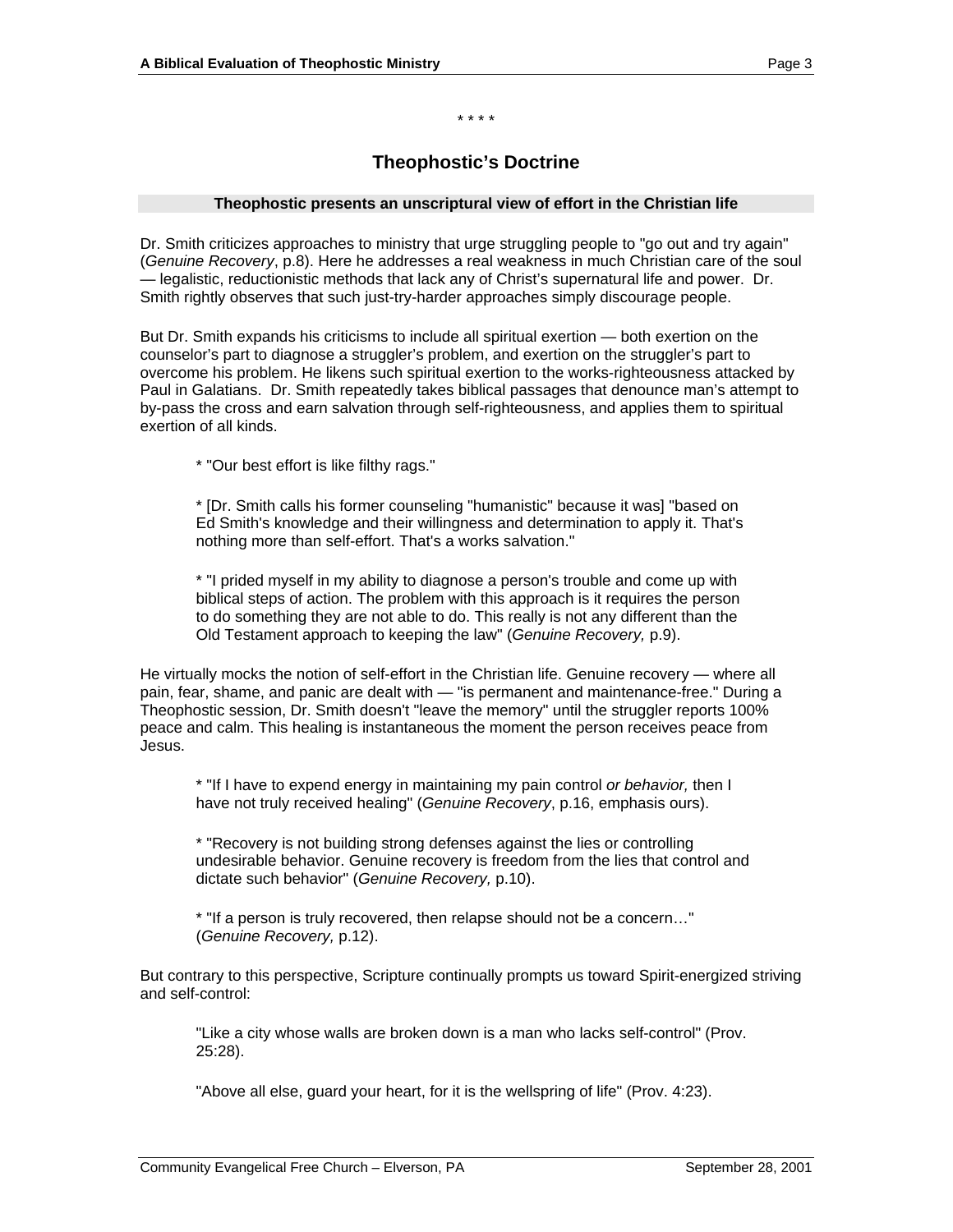\* \* \* \*

## Theophostic's Doctrine

### Theophostic presents an unscriptural view of effort in the Christian life

Dr. Smith criticizes approaches to ministry that urge struggling people to "go out and try again" (*Genuine Recovery*, p.8). Here he addresses a real weakness in much Christian care of the soul — legalistic, reductionistic methods that lack any of Christ's supernatural life and power. Dr. Smith rightly observes that such just-try-harder approaches simply discourage people.

But Dr. Smith expands his criticisms to include all spiritual exertion — both exertion on the counselor's part to diagnose a struggler's problem, and exertion on the struggler's part to overcome his problem. He likens such spiritual exertion to the works-righteousness attacked by Paul in Galatians. Dr. Smith repeatedly takes biblical passages that denounce man's attempt to by-pass the cross and earn salvation through self-righteousness, and applies them to spiritual exertion of all kinds.

> \* "Our best effort is like filthy rags."
>
> \* [Dr. Smith calls his former counseling "humanistic" because it was] "based on Ed Smith's knowledge and their willingness and determination to apply it. That's nothing more than self-effort. That's a works salvation."
>
> \* "I prided myself in my ability to diagnose a person's trouble and come up with biblical steps of action. The problem with this approach is it requires the person to do something they are not able to do. This really is not any different than the Old Testament approach to keeping the law" (*Genuine Recovery,* p.9).

He virtually mocks the notion of self-effort in the Christian life. Genuine recovery — where all pain, fear, shame, and panic are dealt with — "is permanent and maintenance-free." During a Theophostic session, Dr. Smith doesn't "leave the memory" until the struggler reports 100% peace and calm. This healing is instantaneous the moment the person receives peace from Jesus.

> \* "If I have to expend energy in maintaining my pain control *or behavior,* then I have not truly received healing" (*Genuine Recovery*, p.16, emphasis ours).
>
> \* "Recovery is not building strong defenses against the lies or controlling undesirable behavior. Genuine recovery is freedom from the lies that control and dictate such behavior" (*Genuine Recovery,* p.10).
>
> \* "If a person is truly recovered, then relapse should not be a concern…" (*Genuine Recovery,* p.12).

But contrary to this perspective, Scripture continually prompts us toward Spirit-energized striving and self-control:

> "Like a city whose walls are broken down is a man who lacks self-control" (Prov. 25:28).
>
> "Above all else, guard your heart, for it is the wellspring of life" (Prov. 4:23).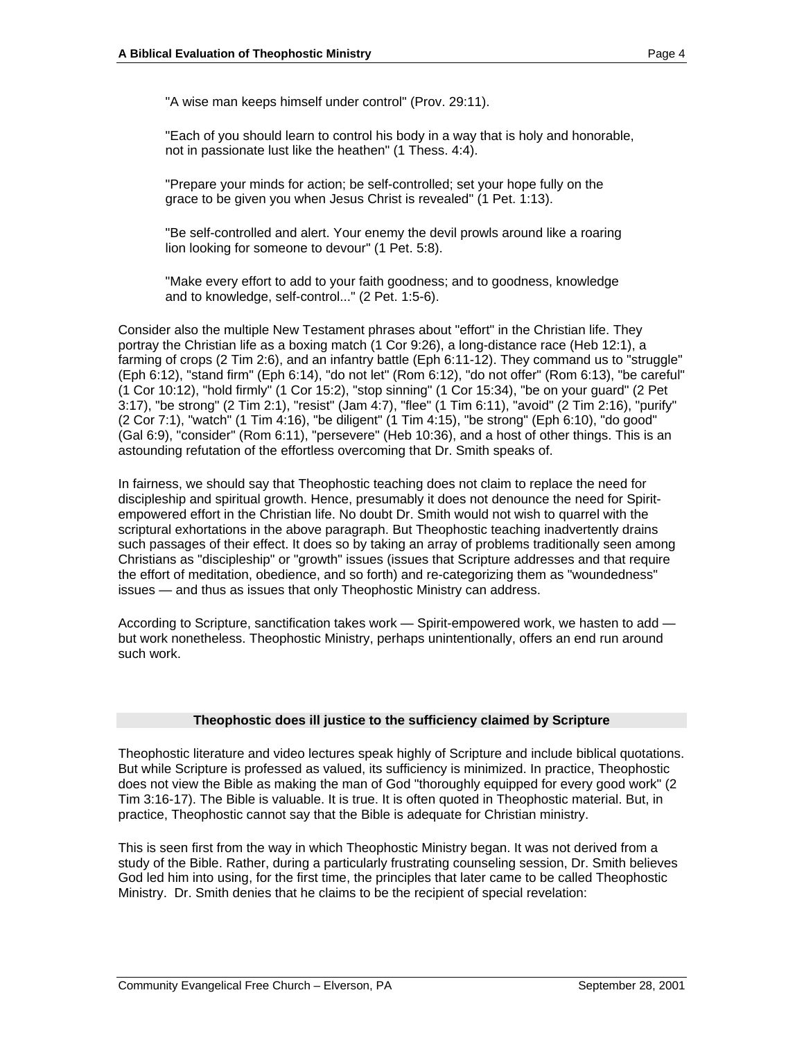> "A wise man keeps himself under control" (Prov. 29:11).
>
> "Each of you should learn to control his body in a way that is holy and honorable, not in passionate lust like the heathen" (1 Thess. 4:4).
>
> "Prepare your minds for action; be self-controlled; set your hope fully on the grace to be given you when Jesus Christ is revealed" (1 Pet. 1:13).
>
> "Be self-controlled and alert. Your enemy the devil prowls around like a roaring lion looking for someone to devour" (1 Pet. 5:8).
>
> "Make every effort to add to your faith goodness; and to goodness, knowledge and to knowledge, self-control..." (2 Pet. 1:5-6).

Consider also the multiple New Testament phrases about "effort" in the Christian life. They portray the Christian life as a boxing match (1 Cor 9:26), a long-distance race (Heb 12:1), a farming of crops (2 Tim 2:6), and an infantry battle (Eph 6:11-12). They command us to "struggle" (Eph 6:12), "stand firm" (Eph 6:14), "do not let" (Rom 6:12), "do not offer" (Rom 6:13), "be careful" (1 Cor 10:12), "hold firmly" (1 Cor 15:2), "stop sinning" (1 Cor 15:34), "be on your guard" (2 Pet 3:17), "be strong" (2 Tim 2:1), "resist" (Jam 4:7), "flee" (1 Tim 6:11), "avoid" (2 Tim 2:16), "purify" (2 Cor 7:1), "watch" (1 Tim 4:16), "be diligent" (1 Tim 4:15), "be strong" (Eph 6:10), "do good" (Gal 6:9), "consider" (Rom 6:11), "persevere" (Heb 10:36), and a host of other things. This is an astounding refutation of the effortless overcoming that Dr. Smith speaks of.

In fairness, we should say that Theophostic teaching does not claim to replace the need for discipleship and spiritual growth. Hence, presumably it does not denounce the need for Spirit-empowered effort in the Christian life. No doubt Dr. Smith would not wish to quarrel with the scriptural exhortations in the above paragraph. But Theophostic teaching inadvertently drains such passages of their effect. It does so by taking an array of problems traditionally seen among Christians as "discipleship" or "growth" issues (issues that Scripture addresses and that require the effort of meditation, obedience, and so forth) and re-categorizing them as "woundedness" issues — and thus as issues that only Theophostic Ministry can address.

According to Scripture, sanctification takes work — Spirit-empowered work, we hasten to add — but work nonetheless. Theophostic Ministry, perhaps unintentionally, offers an end run around such work.

## Theophostic does ill justice to the sufficiency claimed by Scripture

Theophostic literature and video lectures speak highly of Scripture and include biblical quotations. But while Scripture is professed as valued, its sufficiency is minimized. In practice, Theophostic does not view the Bible as making the man of God "thoroughly equipped for every good work" (2 Tim 3:16-17). The Bible is valuable. It is true. It is often quoted in Theophostic material. But, in practice, Theophostic cannot say that the Bible is adequate for Christian ministry.

This is seen first from the way in which Theophostic Ministry began. It was not derived from a study of the Bible. Rather, during a particularly frustrating counseling session, Dr. Smith believes God led him into using, for the first time, the principles that later came to be called Theophostic Ministry. Dr. Smith denies that he claims to be the recipient of special revelation: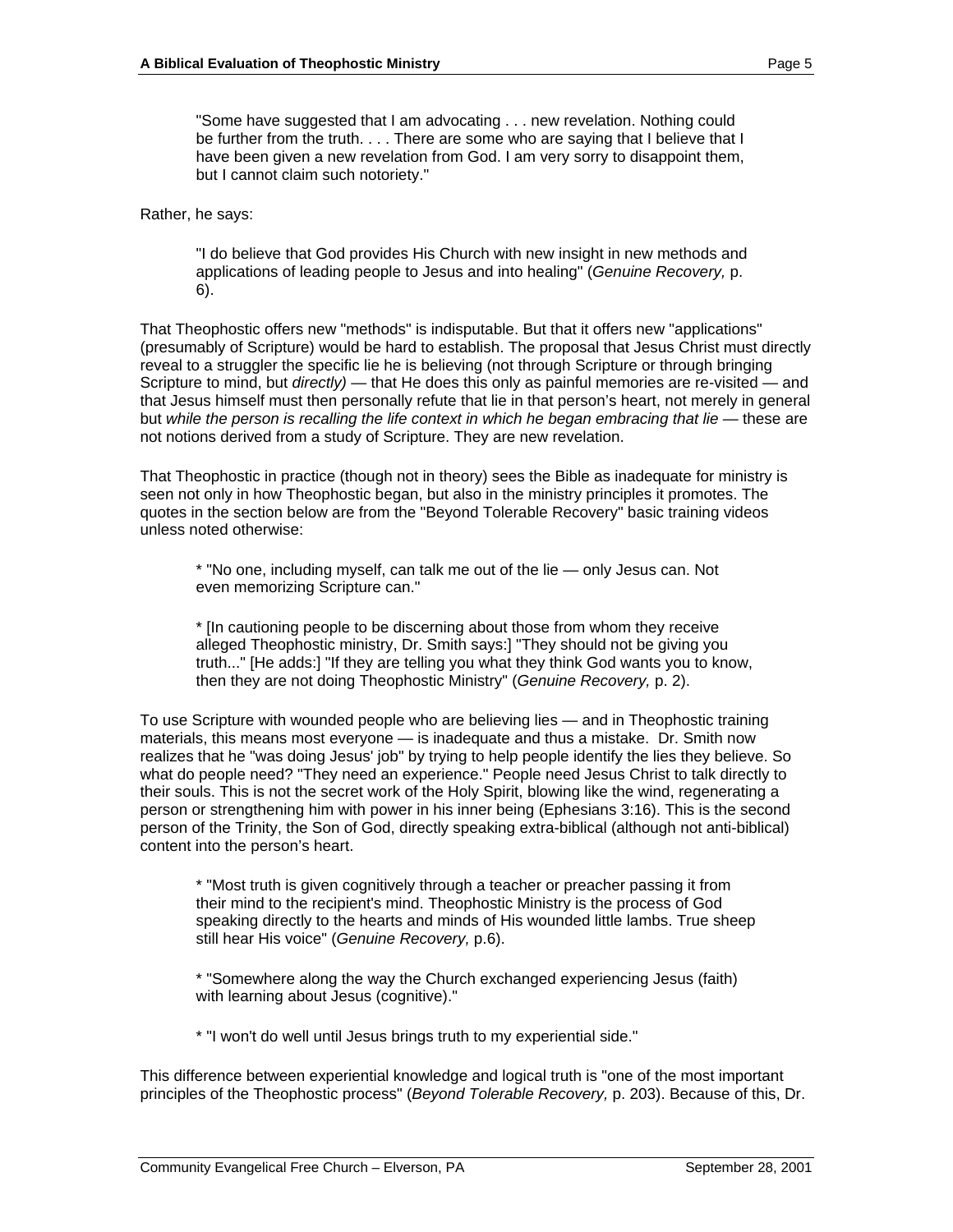> "Some have suggested that I am advocating . . . new revelation. Nothing could be further from the truth. . . . There are some who are saying that I believe that I have been given a new revelation from God. I am very sorry to disappoint them, but I cannot claim such notoriety."

Rather, he says:

> "I do believe that God provides His Church with new insight in new methods and applications of leading people to Jesus and into healing" (*Genuine Recovery,* p. 6).

That Theophostic offers new "methods" is indisputable. But that it offers new "applications" (presumably of Scripture) would be hard to establish. The proposal that Jesus Christ must directly reveal to a struggler the specific lie he is believing (not through Scripture or through bringing Scripture to mind, but *directly)* — that He does this only as painful memories are re-visited — and that Jesus himself must then personally refute that lie in that person's heart, not merely in general but *while the person is recalling the life context in which he began embracing that lie* — these are not notions derived from a study of Scripture. They are new revelation.

That Theophostic in practice (though not in theory) sees the Bible as inadequate for ministry is seen not only in how Theophostic began, but also in the ministry principles it promotes. The quotes in the section below are from the "Beyond Tolerable Recovery" basic training videos unless noted otherwise:

> * "No one, including myself, can talk me out of the lie — only Jesus can. Not even memorizing Scripture can."
>
> * [In cautioning people to be discerning about those from whom they receive alleged Theophostic ministry, Dr. Smith says:] "They should not be giving you truth..." [He adds:] "If they are telling you what they think God wants you to know, then they are not doing Theophostic Ministry" (*Genuine Recovery,* p. 2).

To use Scripture with wounded people who are believing lies — and in Theophostic training materials, this means most everyone — is inadequate and thus a mistake. Dr. Smith now realizes that he "was doing Jesus' job" by trying to help people identify the lies they believe. So what do people need? "They need an experience." People need Jesus Christ to talk directly to their souls. This is not the secret work of the Holy Spirit, blowing like the wind, regenerating a person or strengthening him with power in his inner being (Ephesians 3:16). This is the second person of the Trinity, the Son of God, directly speaking extra-biblical (although not anti-biblical) content into the person's heart.

> * "Most truth is given cognitively through a teacher or preacher passing it from their mind to the recipient's mind. Theophostic Ministry is the process of God speaking directly to the hearts and minds of His wounded little lambs. True sheep still hear His voice" (*Genuine Recovery,* p.6).
>
> * "Somewhere along the way the Church exchanged experiencing Jesus (faith) with learning about Jesus (cognitive)."
>
> * "I won't do well until Jesus brings truth to my experiential side."

This difference between experiential knowledge and logical truth is "one of the most important principles of the Theophostic process" (*Beyond Tolerable Recovery,* p. 203). Because of this, Dr.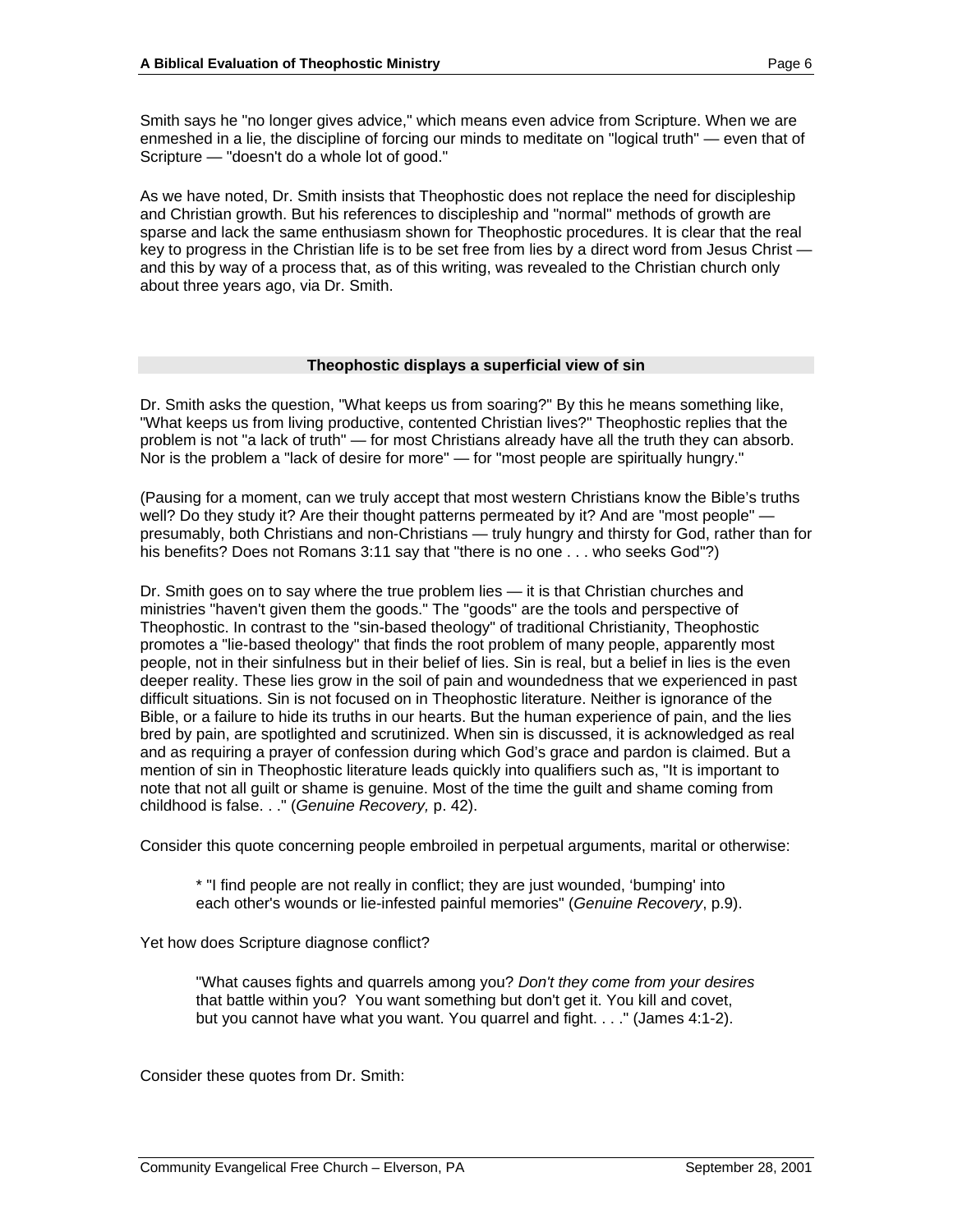Smith says he "no longer gives advice," which means even advice from Scripture. When we are enmeshed in a lie, the discipline of forcing our minds to meditate on "logical truth" — even that of Scripture — "doesn't do a whole lot of good."

As we have noted, Dr. Smith insists that Theophostic does not replace the need for discipleship and Christian growth. But his references to discipleship and "normal" methods of growth are sparse and lack the same enthusiasm shown for Theophostic procedures. It is clear that the real key to progress in the Christian life is to be set free from lies by a direct word from Jesus Christ — and this by way of a process that, as of this writing, was revealed to the Christian church only about three years ago, via Dr. Smith.

## Theophostic displays a superficial view of sin

Dr. Smith asks the question, "What keeps us from soaring?" By this he means something like, "What keeps us from living productive, contented Christian lives?" Theophostic replies that the problem is not "a lack of truth" — for most Christians already have all the truth they can absorb. Nor is the problem a "lack of desire for more" — for "most people are spiritually hungry."

(Pausing for a moment, can we truly accept that most western Christians know the Bible's truths well? Do they study it? Are their thought patterns permeated by it? And are "most people" — presumably, both Christians and non-Christians — truly hungry and thirsty for God, rather than for his benefits? Does not Romans 3:11 say that "there is no one . . . who seeks God"?)

Dr. Smith goes on to say where the true problem lies — it is that Christian churches and ministries "haven't given them the goods." The "goods" are the tools and perspective of Theophostic. In contrast to the "sin-based theology" of traditional Christianity, Theophostic promotes a "lie-based theology" that finds the root problem of many people, apparently most people, not in their sinfulness but in their belief of lies. Sin is real, but a belief in lies is the even deeper reality. These lies grow in the soil of pain and woundedness that we experienced in past difficult situations. Sin is not focused on in Theophostic literature. Neither is ignorance of the Bible, or a failure to hide its truths in our hearts. But the human experience of pain, and the lies bred by pain, are spotlighted and scrutinized. When sin is discussed, it is acknowledged as real and as requiring a prayer of confession during which God's grace and pardon is claimed. But a mention of sin in Theophostic literature leads quickly into qualifiers such as, "It is important to note that not all guilt or shame is genuine. Most of the time the guilt and shame coming from childhood is false. . ." (*Genuine Recovery,* p. 42).

Consider this quote concerning people embroiled in perpetual arguments, marital or otherwise:

> * "I find people are not really in conflict; they are just wounded, 'bumping' into each other's wounds or lie-infested painful memories" (*Genuine Recovery*, p.9).

Yet how does Scripture diagnose conflict?

> "What causes fights and quarrels among you? *Don't they come from your desires* that battle within you? You want something but don't get it. You kill and covet, but you cannot have what you want. You quarrel and fight. . . ." (James 4:1-2).

Consider these quotes from Dr. Smith: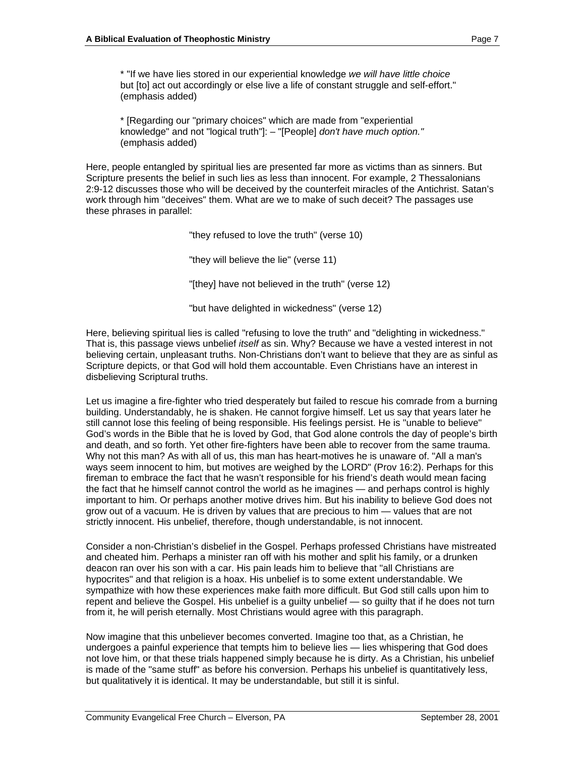* "If we have lies stored in our experiential knowledge *we will have little choice* but [to] act out accordingly or else live a life of constant struggle and self-effort." (emphasis added)

* [Regarding our "primary choices" which are made from "experiential knowledge" and not "logical truth"]: – "[People] *don't have much option."* (emphasis added)

Here, people entangled by spiritual lies are presented far more as victims than as sinners. But Scripture presents the belief in such lies as less than innocent. For example, 2 Thessalonians 2:9-12 discusses those who will be deceived by the counterfeit miracles of the Antichrist. Satan's work through him "deceives" them. What are we to make of such deceit? The passages use these phrases in parallel:

"they refused to love the truth" (verse 10)

"they will believe the lie" (verse 11)

"[they] have not believed in the truth" (verse 12)

"but have delighted in wickedness" (verse 12)

Here, believing spiritual lies is called "refusing to love the truth" and "delighting in wickedness." That is, this passage views unbelief *itself* as sin. Why? Because we have a vested interest in not believing certain, unpleasant truths. Non-Christians don't want to believe that they are as sinful as Scripture depicts, or that God will hold them accountable. Even Christians have an interest in disbelieving Scriptural truths.

Let us imagine a fire-fighter who tried desperately but failed to rescue his comrade from a burning building. Understandably, he is shaken. He cannot forgive himself. Let us say that years later he still cannot lose this feeling of being responsible. His feelings persist. He is "unable to believe" God's words in the Bible that he is loved by God, that God alone controls the day of people's birth and death, and so forth. Yet other fire-fighters have been able to recover from the same trauma. Why not this man? As with all of us, this man has heart-motives he is unaware of. "All a man's ways seem innocent to him, but motives are weighed by the LORD" (Prov 16:2). Perhaps for this fireman to embrace the fact that he wasn't responsible for his friend's death would mean facing the fact that he himself cannot control the world as he imagines — and perhaps control is highly important to him. Or perhaps another motive drives him. But his inability to believe God does not grow out of a vacuum. He is driven by values that are precious to him — values that are not strictly innocent. His unbelief, therefore, though understandable, is not innocent.

Consider a non-Christian's disbelief in the Gospel. Perhaps professed Christians have mistreated and cheated him. Perhaps a minister ran off with his mother and split his family, or a drunken deacon ran over his son with a car. His pain leads him to believe that "all Christians are hypocrites" and that religion is a hoax. His unbelief is to some extent understandable. We sympathize with how these experiences make faith more difficult. But God still calls upon him to repent and believe the Gospel. His unbelief is a guilty unbelief — so guilty that if he does not turn from it, he will perish eternally. Most Christians would agree with this paragraph.

Now imagine that this unbeliever becomes converted. Imagine too that, as a Christian, he undergoes a painful experience that tempts him to believe lies — lies whispering that God does not love him, or that these trials happened simply because he is dirty. As a Christian, his unbelief is made of the "same stuff" as before his conversion. Perhaps his unbelief is quantitatively less, but qualitatively it is identical. It may be understandable, but still it is sinful.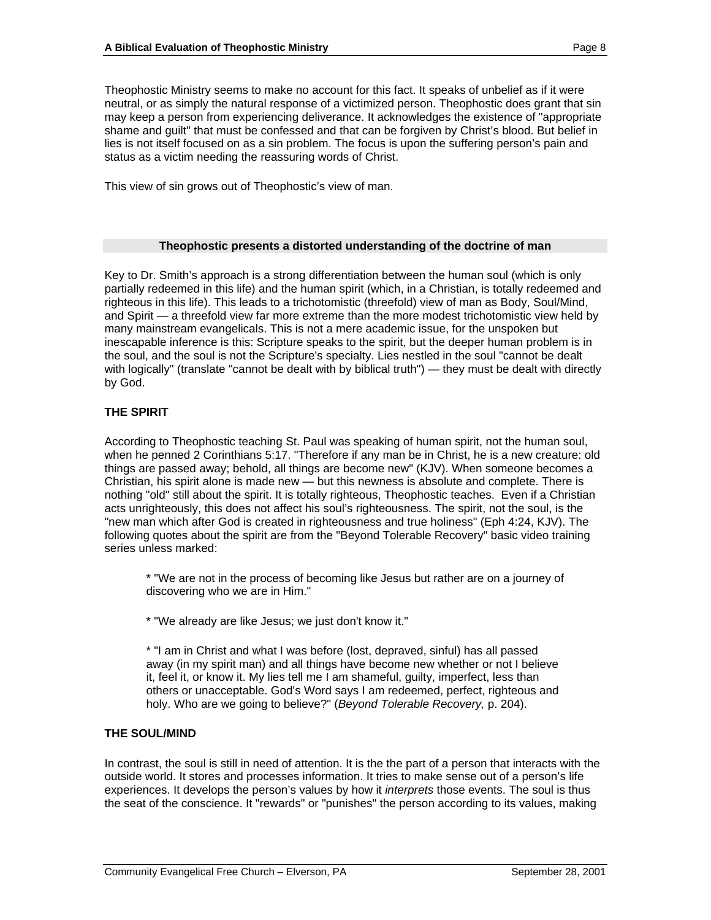Theophostic Ministry seems to make no account for this fact. It speaks of unbelief as if it were neutral, or as simply the natural response of a victimized person. Theophostic does grant that sin may keep a person from experiencing deliverance. It acknowledges the existence of "appropriate shame and guilt" that must be confessed and that can be forgiven by Christ's blood. But belief in lies is not itself focused on as a sin problem. The focus is upon the suffering person's pain and status as a victim needing the reassuring words of Christ.

This view of sin grows out of Theophostic's view of man.

## Theophostic presents a distorted understanding of the doctrine of man

Key to Dr. Smith's approach is a strong differentiation between the human soul (which is only partially redeemed in this life) and the human spirit (which, in a Christian, is totally redeemed and righteous in this life). This leads to a trichotomistic (threefold) view of man as Body, Soul/Mind, and Spirit — a threefold view far more extreme than the more modest trichotomistic view held by many mainstream evangelicals. This is not a mere academic issue, for the unspoken but inescapable inference is this: Scripture speaks to the spirit, but the deeper human problem is in the soul, and the soul is not the Scripture's specialty. Lies nestled in the soul "cannot be dealt with logically" (translate "cannot be dealt with by biblical truth") — they must be dealt with directly by God.

### THE SPIRIT

According to Theophostic teaching St. Paul was speaking of human spirit, not the human soul, when he penned 2 Corinthians 5:17. "Therefore if any man be in Christ, he is a new creature: old things are passed away; behold, all things are become new" (KJV). When someone becomes a Christian, his spirit alone is made new — but this newness is absolute and complete. There is nothing "old" still about the spirit. It is totally righteous, Theophostic teaches. Even if a Christian acts unrighteously, this does not affect his soul's righteousness. The spirit, not the soul, is the "new man which after God is created in righteousness and true holiness" (Eph 4:24, KJV). The following quotes about the spirit are from the "Beyond Tolerable Recovery" basic video training series unless marked:

> * "We are not in the process of becoming like Jesus but rather are on a journey of discovering who we are in Him."
>
> * "We already are like Jesus; we just don't know it."
>
> * "I am in Christ and what I was before (lost, depraved, sinful) has all passed away (in my spirit man) and all things have become new whether or not I believe it, feel it, or know it. My lies tell me I am shameful, guilty, imperfect, less than others or unacceptable. God's Word says I am redeemed, perfect, righteous and holy. Who are we going to believe?" (*Beyond Tolerable Recovery,* p. 204).

### THE SOUL/MIND

In contrast, the soul is still in need of attention. It is the the part of a person that interacts with the outside world. It stores and processes information. It tries to make sense out of a person's life experiences. It develops the person's values by how it *interprets* those events. The soul is thus the seat of the conscience. It "rewards" or "punishes" the person according to its values, making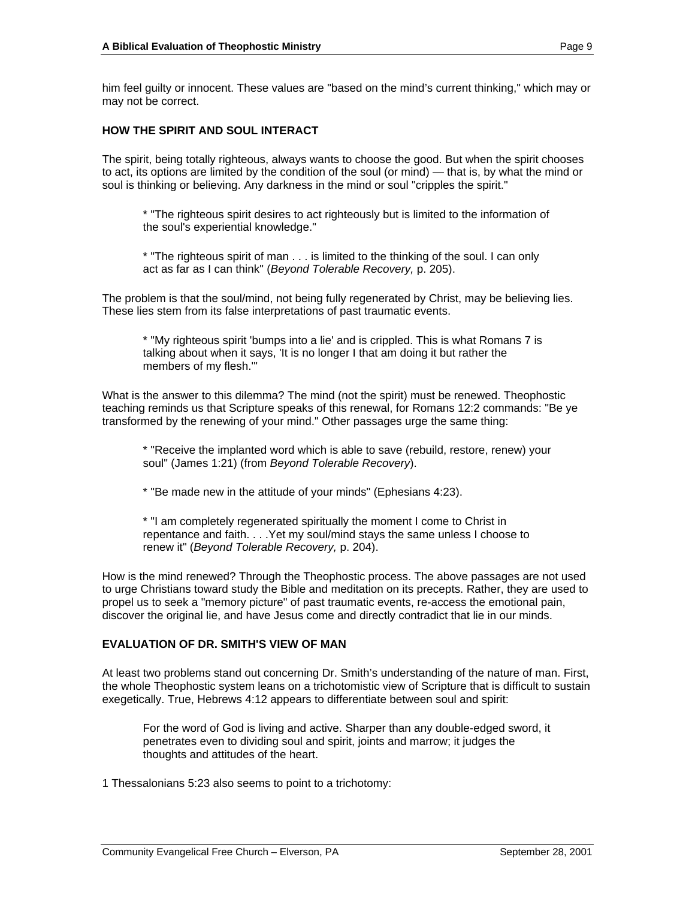him feel guilty or innocent. These values are "based on the mind's current thinking," which may or may not be correct.

### HOW THE SPIRIT AND SOUL INTERACT

The spirit, being totally righteous, always wants to choose the good. But when the spirit chooses to act, its options are limited by the condition of the soul (or mind) — that is, by what the mind or soul is thinking or believing. Any darkness in the mind or soul "cripples the spirit."

> * "The righteous spirit desires to act righteously but is limited to the information of the soul's experiential knowledge."
>
> * "The righteous spirit of man . . . is limited to the thinking of the soul. I can only act as far as I can think" (*Beyond Tolerable Recovery,* p. 205).

The problem is that the soul/mind, not being fully regenerated by Christ, may be believing lies. These lies stem from its false interpretations of past traumatic events.

> * "My righteous spirit 'bumps into a lie' and is crippled. This is what Romans 7 is talking about when it says, 'It is no longer I that am doing it but rather the members of my flesh.'"

What is the answer to this dilemma? The mind (not the spirit) must be renewed. Theophostic teaching reminds us that Scripture speaks of this renewal, for Romans 12:2 commands: "Be ye transformed by the renewing of your mind." Other passages urge the same thing:

> * "Receive the implanted word which is able to save (rebuild, restore, renew) your soul" (James 1:21) (from *Beyond Tolerable Recovery*).
>
> * "Be made new in the attitude of your minds" (Ephesians 4:23).
>
> * "I am completely regenerated spiritually the moment I come to Christ in repentance and faith. . . .Yet my soul/mind stays the same unless I choose to renew it" (*Beyond Tolerable Recovery,* p. 204).

How is the mind renewed? Through the Theophostic process. The above passages are not used to urge Christians toward study the Bible and meditation on its precepts. Rather, they are used to propel us to seek a "memory picture" of past traumatic events, re-access the emotional pain, discover the original lie, and have Jesus come and directly contradict that lie in our minds.

### EVALUATION OF DR. SMITH'S VIEW OF MAN

At least two problems stand out concerning Dr. Smith's understanding of the nature of man. First, the whole Theophostic system leans on a trichotomistic view of Scripture that is difficult to sustain exegetically. True, Hebrews 4:12 appears to differentiate between soul and spirit:

> For the word of God is living and active. Sharper than any double-edged sword, it penetrates even to dividing soul and spirit, joints and marrow; it judges the thoughts and attitudes of the heart.

1 Thessalonians 5:23 also seems to point to a trichotomy: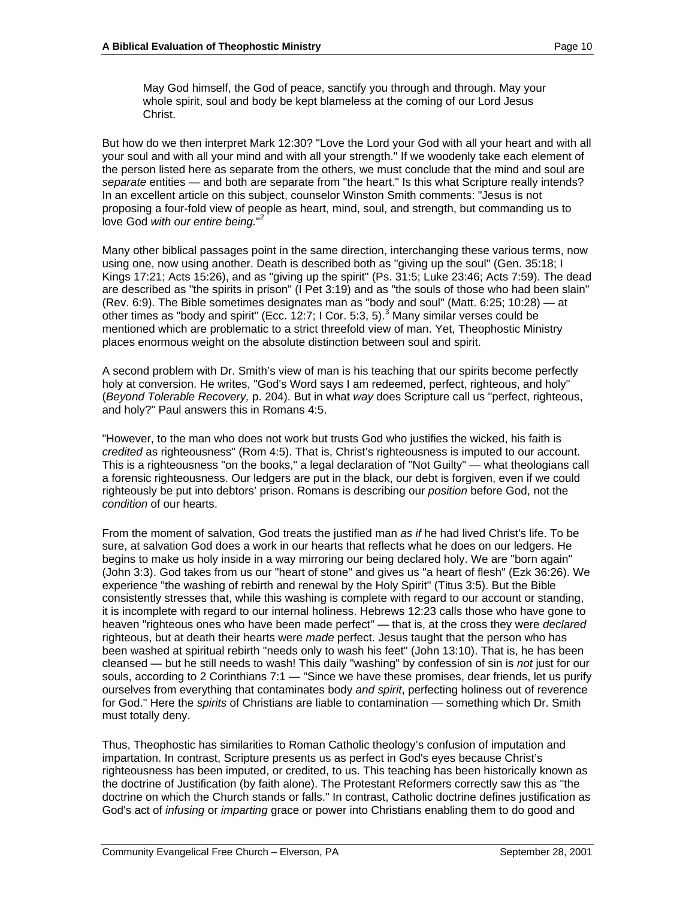> May God himself, the God of peace, sanctify you through and through. May your whole spirit, soul and body be kept blameless at the coming of our Lord Jesus Christ.

But how do we then interpret Mark 12:30? "Love the Lord your God with all your heart and with all your soul and with all your mind and with all your strength." If we woodenly take each element of the person listed here as separate from the others, we must conclude that the mind and soul are *separate* entities — and both are separate from "the heart." Is this what Scripture really intends? In an excellent article on this subject, counselor Winston Smith comments: "Jesus is not proposing a four-fold view of people as heart, mind, soul, and strength, but commanding us to love God *with our entire being.*"[2]

Many other biblical passages point in the same direction, interchanging these various terms, now using one, now using another. Death is described both as "giving up the soul" (Gen. 35:18; I Kings 17:21; Acts 15:26), and as "giving up the spirit" (Ps. 31:5; Luke 23:46; Acts 7:59). The dead are described as "the spirits in prison" (I Pet 3:19) and as "the souls of those who had been slain" (Rev. 6:9). The Bible sometimes designates man as "body and soul" (Matt. 6:25; 10:28) — at other times as "body and spirit" (Ecc. 12:7; I Cor. 5:3, 5).[3] Many similar verses could be mentioned which are problematic to a strict threefold view of man. Yet, Theophostic Ministry places enormous weight on the absolute distinction between soul and spirit.

A second problem with Dr. Smith's view of man is his teaching that our spirits become perfectly holy at conversion. He writes, "God's Word says I am redeemed, perfect, righteous, and holy" (*Beyond Tolerable Recovery,* p. 204). But in what *way* does Scripture call us "perfect, righteous, and holy?" Paul answers this in Romans 4:5.

"However, to the man who does not work but trusts God who justifies the wicked, his faith is *credited* as righteousness" (Rom 4:5). That is, Christ's righteousness is imputed to our account. This is a righteousness "on the books," a legal declaration of "Not Guilty" — what theologians call a forensic righteousness. Our ledgers are put in the black, our debt is forgiven, even if we could righteously be put into debtors' prison. Romans is describing our *position* before God, not the *condition* of our hearts.

From the moment of salvation, God treats the justified man *as if* he had lived Christ's life. To be sure, at salvation God does a work in our hearts that reflects what he does on our ledgers. He begins to make us holy inside in a way mirroring our being declared holy. We are "born again" (John 3:3). God takes from us our "heart of stone" and gives us "a heart of flesh" (Ezk 36:26). We experience "the washing of rebirth and renewal by the Holy Spirit" (Titus 3:5). But the Bible consistently stresses that, while this washing is complete with regard to our account or standing, it is incomplete with regard to our internal holiness. Hebrews 12:23 calls those who have gone to heaven "righteous ones who have been made perfect" — that is, at the cross they were *declared* righteous, but at death their hearts were *made* perfect. Jesus taught that the person who has been washed at spiritual rebirth "needs only to wash his feet" (John 13:10). That is, he has been cleansed — but he still needs to wash! This daily "washing" by confession of sin is *not* just for our souls, according to 2 Corinthians 7:1 — "Since we have these promises, dear friends, let us purify ourselves from everything that contaminates body *and spirit*, perfecting holiness out of reverence for God." Here the *spirits* of Christians are liable to contamination — something which Dr. Smith must totally deny.

Thus, Theophostic has similarities to Roman Catholic theology's confusion of imputation and impartation. In contrast, Scripture presents us as perfect in God's eyes because Christ's righteousness has been imputed, or credited, to us. This teaching has been historically known as the doctrine of Justification (by faith alone). The Protestant Reformers correctly saw this as "the doctrine on which the Church stands or falls." In contrast, Catholic doctrine defines justification as God's act of *infusing* or *imparting* grace or power into Christians enabling them to do good and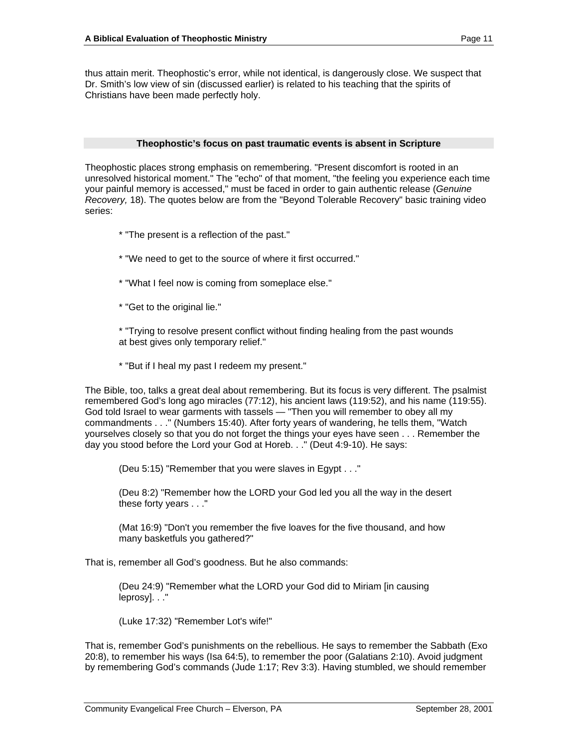thus attain merit. Theophostic's error, while not identical, is dangerously close. We suspect that Dr. Smith's low view of sin (discussed earlier) is related to his teaching that the spirits of Christians have been made perfectly holy.

### Theophostic's focus on past traumatic events is absent in Scripture

Theophostic places strong emphasis on remembering. "Present discomfort is rooted in an unresolved historical moment." The "echo" of that moment, "the feeling you experience each time your painful memory is accessed," must be faced in order to gain authentic release (*Genuine Recovery,* 18). The quotes below are from the "Beyond Tolerable Recovery" basic training video series:

> * "The present is a reflection of the past."
>
> * "We need to get to the source of where it first occurred."
>
> * "What I feel now is coming from someplace else."
>
> * "Get to the original lie."
>
> * "Trying to resolve present conflict without finding healing from the past wounds at best gives only temporary relief."
>
> * "But if I heal my past I redeem my present."

The Bible, too, talks a great deal about remembering. But its focus is very different. The psalmist remembered God's long ago miracles (77:12), his ancient laws (119:52), and his name (119:55). God told Israel to wear garments with tassels — "Then you will remember to obey all my commandments . . ." (Numbers 15:40). After forty years of wandering, he tells them, "Watch yourselves closely so that you do not forget the things your eyes have seen . . . Remember the day you stood before the Lord your God at Horeb. . ." (Deut 4:9-10). He says:

> (Deu 5:15) "Remember that you were slaves in Egypt . . ."
>
> (Deu 8:2) "Remember how the LORD your God led you all the way in the desert these forty years . . ."
>
> (Mat 16:9) "Don't you remember the five loaves for the five thousand, and how many basketfuls you gathered?"

That is, remember all God's goodness. But he also commands:

> (Deu 24:9) "Remember what the LORD your God did to Miriam [in causing leprosy]. . ."
>
> (Luke 17:32) "Remember Lot's wife!"

That is, remember God's punishments on the rebellious. He says to remember the Sabbath (Exo 20:8), to remember his ways (Isa 64:5), to remember the poor (Galatians 2:10). Avoid judgment by remembering God's commands (Jude 1:17; Rev 3:3). Having stumbled, we should remember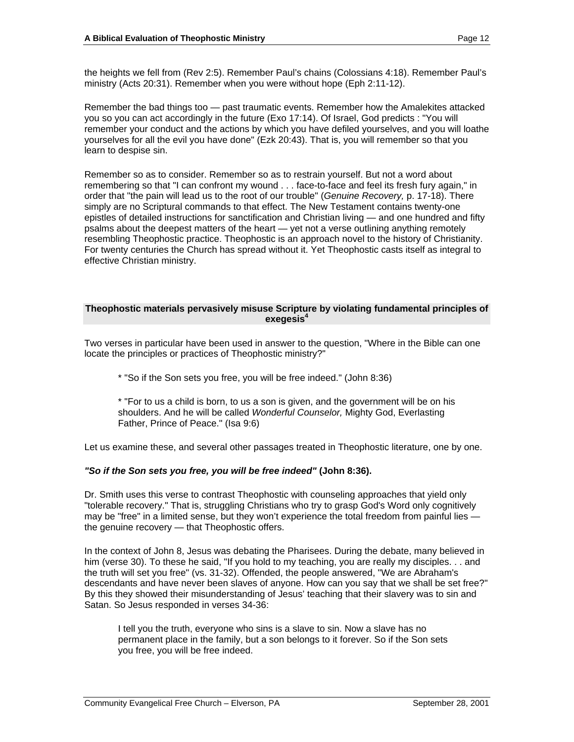the heights we fell from (Rev 2:5). Remember Paul's chains (Colossians 4:18). Remember Paul's ministry (Acts 20:31). Remember when you were without hope (Eph 2:11-12).

Remember the bad things too — past traumatic events. Remember how the Amalekites attacked you so you can act accordingly in the future (Exo 17:14). Of Israel, God predicts : "You will remember your conduct and the actions by which you have defiled yourselves, and you will loathe yourselves for all the evil you have done" (Ezk 20:43). That is, you will remember so that you learn to despise sin.

Remember so as to consider. Remember so as to restrain yourself. But not a word about remembering so that "I can confront my wound . . . face-to-face and feel its fresh fury again," in order that "the pain will lead us to the root of our trouble" (*Genuine Recovery,* p. 17-18). There simply are no Scriptural commands to that effect. The New Testament contains twenty-one epistles of detailed instructions for sanctification and Christian living — and one hundred and fifty psalms about the deepest matters of the heart — yet not a verse outlining anything remotely resembling Theophostic practice. Theophostic is an approach novel to the history of Christianity. For twenty centuries the Church has spread without it. Yet Theophostic casts itself as integral to effective Christian ministry.

## Theophostic materials pervasively misuse Scripture by violating fundamental principles of exegesis[4]

Two verses in particular have been used in answer to the question, "Where in the Bible can one locate the principles or practices of Theophostic ministry?"

> * "So if the Son sets you free, you will be free indeed." (John 8:36)
>
> * "For to us a child is born, to us a son is given, and the government will be on his shoulders. And he will be called *Wonderful Counselor,* Mighty God, Everlasting Father, Prince of Peace." (Isa 9:6)

Let us examine these, and several other passages treated in Theophostic literature, one by one.

### ***"So if the Son sets you free, you will be free indeed"*** **(John 8:36).**

Dr. Smith uses this verse to contrast Theophostic with counseling approaches that yield only "tolerable recovery." That is, struggling Christians who try to grasp God's Word only cognitively may be "free" in a limited sense, but they won't experience the total freedom from painful lies — the genuine recovery — that Theophostic offers.

In the context of John 8, Jesus was debating the Pharisees. During the debate, many believed in him (verse 30). To these he said, "If you hold to my teaching, you are really my disciples. . . and the truth will set you free" (vs. 31-32). Offended, the people answered, "We are Abraham's descendants and have never been slaves of anyone. How can you say that we shall be set free?" By this they showed their misunderstanding of Jesus' teaching that their slavery was to sin and Satan. So Jesus responded in verses 34-36:

> I tell you the truth, everyone who sins is a slave to sin. Now a slave has no permanent place in the family, but a son belongs to it forever. So if the Son sets you free, you will be free indeed.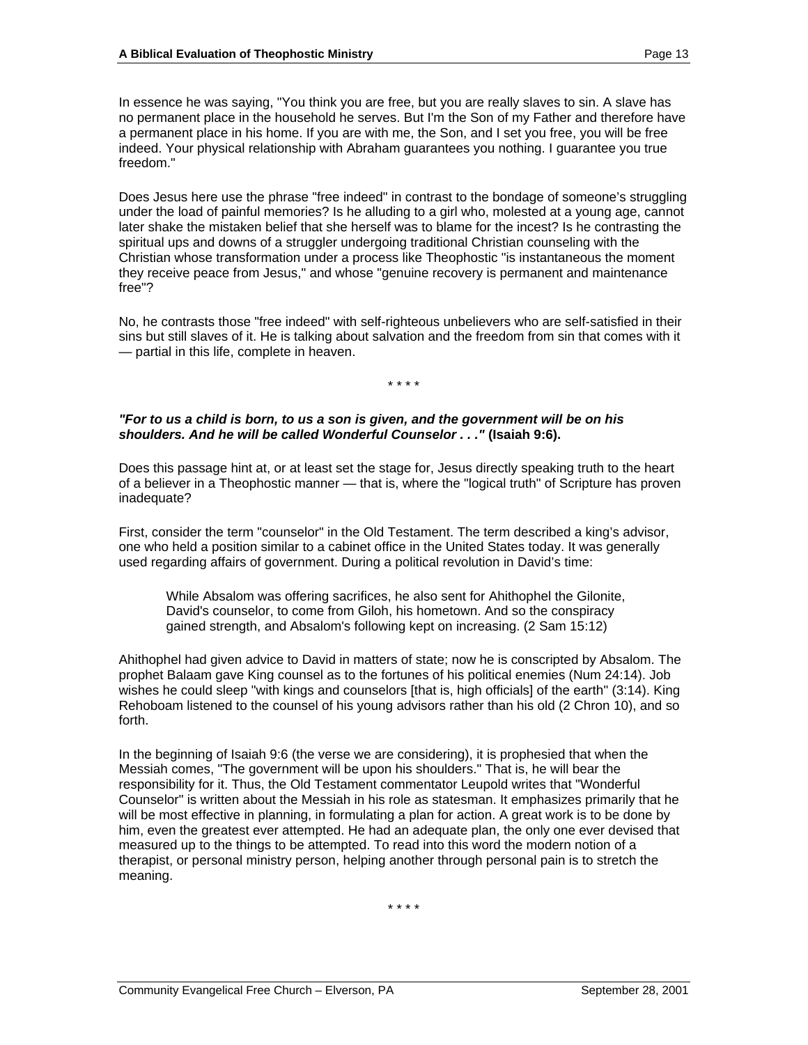In essence he was saying, "You think you are free, but you are really slaves to sin. A slave has no permanent place in the household he serves. But I'm the Son of my Father and therefore have a permanent place in his home. If you are with me, the Son, and I set you free, you will be free indeed. Your physical relationship with Abraham guarantees you nothing. I guarantee you true freedom."

Does Jesus here use the phrase "free indeed" in contrast to the bondage of someone's struggling under the load of painful memories? Is he alluding to a girl who, molested at a young age, cannot later shake the mistaken belief that she herself was to blame for the incest? Is he contrasting the spiritual ups and downs of a struggler undergoing traditional Christian counseling with the Christian whose transformation under a process like Theophostic "is instantaneous the moment they receive peace from Jesus," and whose "genuine recovery is permanent and maintenance free"?

No, he contrasts those "free indeed" with self-righteous unbelievers who are self-satisfied in their sins but still slaves of it. He is talking about salvation and the freedom from sin that comes with it — partial in this life, complete in heaven.

\* \* \* \*

***"For to us a child is born, to us a son is given, and the government will be on his shoulders. And he will be called Wonderful Counselor . . ."* (Isaiah 9:6).**

Does this passage hint at, or at least set the stage for, Jesus directly speaking truth to the heart of a believer in a Theophostic manner — that is, where the "logical truth" of Scripture has proven inadequate?

First, consider the term "counselor" in the Old Testament. The term described a king's advisor, one who held a position similar to a cabinet office in the United States today. It was generally used regarding affairs of government. During a political revolution in David's time:

> While Absalom was offering sacrifices, he also sent for Ahithophel the Gilonite, David's counselor, to come from Giloh, his hometown. And so the conspiracy gained strength, and Absalom's following kept on increasing. (2 Sam 15:12)

Ahithophel had given advice to David in matters of state; now he is conscripted by Absalom. The prophet Balaam gave King counsel as to the fortunes of his political enemies (Num 24:14). Job wishes he could sleep "with kings and counselors [that is, high officials] of the earth" (3:14). King Rehoboam listened to the counsel of his young advisors rather than his old (2 Chron 10), and so forth.

In the beginning of Isaiah 9:6 (the verse we are considering), it is prophesied that when the Messiah comes, "The government will be upon his shoulders." That is, he will bear the responsibility for it. Thus, the Old Testament commentator Leupold writes that "Wonderful Counselor" is written about the Messiah in his role as statesman. It emphasizes primarily that he will be most effective in planning, in formulating a plan for action. A great work is to be done by him, even the greatest ever attempted. He had an adequate plan, the only one ever devised that measured up to the things to be attempted. To read into this word the modern notion of a therapist, or personal ministry person, helping another through personal pain is to stretch the meaning.

\* \* \* \*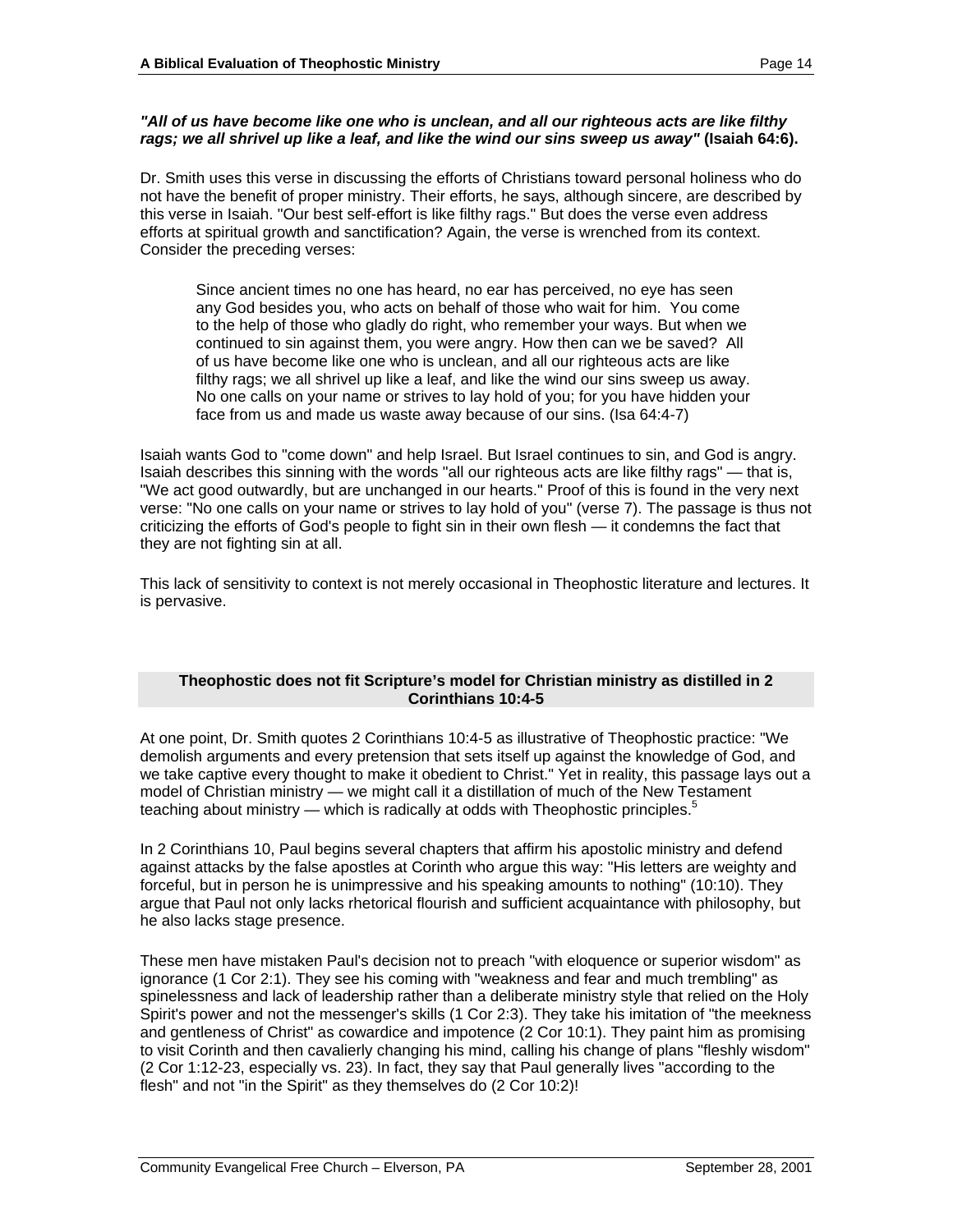***"All of us have become like one who is unclean, and all our righteous acts are like filthy rags; we all shrivel up like a leaf, and like the wind our sins sweep us away"* (Isaiah 64:6).**

Dr. Smith uses this verse in discussing the efforts of Christians toward personal holiness who do not have the benefit of proper ministry. Their efforts, he says, although sincere, are described by this verse in Isaiah. "Our best self-effort is like filthy rags." But does the verse even address efforts at spiritual growth and sanctification? Again, the verse is wrenched from its context. Consider the preceding verses:

> Since ancient times no one has heard, no ear has perceived, no eye has seen any God besides you, who acts on behalf of those who wait for him. You come to the help of those who gladly do right, who remember your ways. But when we continued to sin against them, you were angry. How then can we be saved? All of us have become like one who is unclean, and all our righteous acts are like filthy rags; we all shrivel up like a leaf, and like the wind our sins sweep us away. No one calls on your name or strives to lay hold of you; for you have hidden your face from us and made us waste away because of our sins. (Isa 64:4-7)

Isaiah wants God to "come down" and help Israel. But Israel continues to sin, and God is angry. Isaiah describes this sinning with the words "all our righteous acts are like filthy rags" — that is, "We act good outwardly, but are unchanged in our hearts." Proof of this is found in the very next verse: "No one calls on your name or strives to lay hold of you" (verse 7). The passage is thus not criticizing the efforts of God's people to fight sin in their own flesh — it condemns the fact that they are not fighting sin at all.

This lack of sensitivity to context is not merely occasional in Theophostic literature and lectures. It is pervasive.

## Theophostic does not fit Scripture's model for Christian ministry as distilled in 2 Corinthians 10:4-5

At one point, Dr. Smith quotes 2 Corinthians 10:4-5 as illustrative of Theophostic practice: "We demolish arguments and every pretension that sets itself up against the knowledge of God, and we take captive every thought to make it obedient to Christ." Yet in reality, this passage lays out a model of Christian ministry — we might call it a distillation of much of the New Testament teaching about ministry — which is radically at odds with Theophostic principles.[5]

In 2 Corinthians 10, Paul begins several chapters that affirm his apostolic ministry and defend against attacks by the false apostles at Corinth who argue this way: "His letters are weighty and forceful, but in person he is unimpressive and his speaking amounts to nothing" (10:10). They argue that Paul not only lacks rhetorical flourish and sufficient acquaintance with philosophy, but he also lacks stage presence.

These men have mistaken Paul's decision not to preach "with eloquence or superior wisdom" as ignorance (1 Cor 2:1). They see his coming with "weakness and fear and much trembling" as spinelessness and lack of leadership rather than a deliberate ministry style that relied on the Holy Spirit's power and not the messenger's skills (1 Cor 2:3). They take his imitation of "the meekness and gentleness of Christ" as cowardice and impotence (2 Cor 10:1). They paint him as promising to visit Corinth and then cavalierly changing his mind, calling his change of plans "fleshly wisdom" (2 Cor 1:12-23, especially vs. 23). In fact, they say that Paul generally lives "according to the flesh" and not "in the Spirit" as they themselves do (2 Cor 10:2)!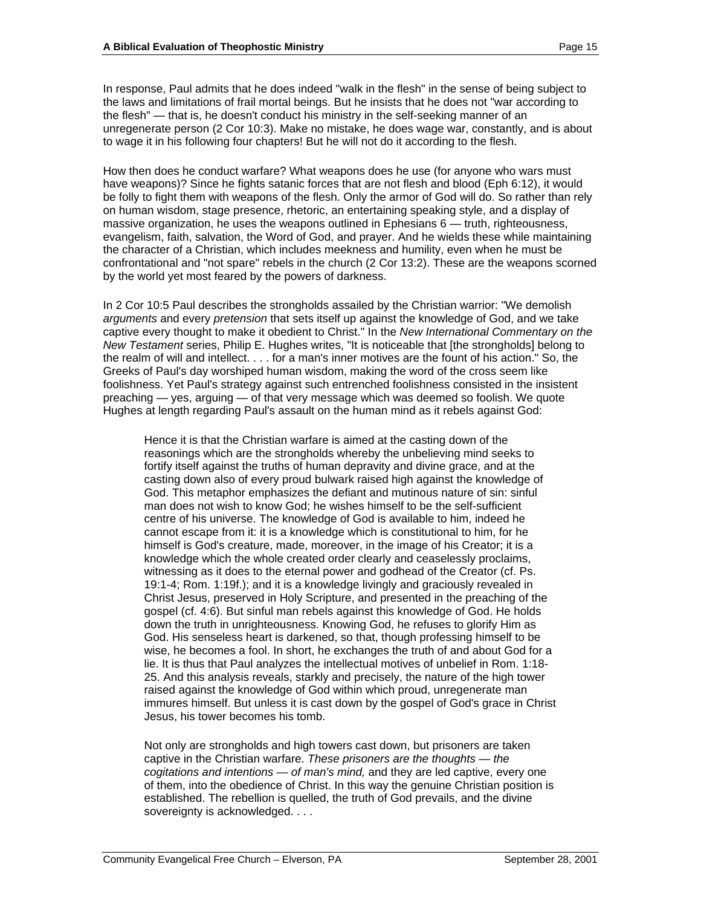In response, Paul admits that he does indeed "walk in the flesh" in the sense of being subject to the laws and limitations of frail mortal beings. But he insists that he does not "war according to the flesh" — that is, he doesn't conduct his ministry in the self-seeking manner of an unregenerate person (2 Cor 10:3). Make no mistake, he does wage war, constantly, and is about to wage it in his following four chapters! But he will not do it according to the flesh.

How then does he conduct warfare? What weapons does he use (for anyone who wars must have weapons)? Since he fights satanic forces that are not flesh and blood (Eph 6:12), it would be folly to fight them with weapons of the flesh. Only the armor of God will do. So rather than rely on human wisdom, stage presence, rhetoric, an entertaining speaking style, and a display of massive organization, he uses the weapons outlined in Ephesians 6 — truth, righteousness, evangelism, faith, salvation, the Word of God, and prayer. And he wields these while maintaining the character of a Christian, which includes meekness and humility, even when he must be confrontational and "not spare" rebels in the church (2 Cor 13:2). These are the weapons scorned by the world yet most feared by the powers of darkness.

In 2 Cor 10:5 Paul describes the strongholds assailed by the Christian warrior: "We demolish *arguments* and every *pretension* that sets itself up against the knowledge of God, and we take captive every thought to make it obedient to Christ." In the *New International Commentary on the New Testament* series, Philip E. Hughes writes, "It is noticeable that [the strongholds] belong to the realm of will and intellect. . . . for a man's inner motives are the fount of his action." So, the Greeks of Paul's day worshiped human wisdom, making the word of the cross seem like foolishness. Yet Paul's strategy against such entrenched foolishness consisted in the insistent preaching — yes, arguing — of that very message which was deemed so foolish. We quote Hughes at length regarding Paul's assault on the human mind as it rebels against God:

> Hence it is that the Christian warfare is aimed at the casting down of the reasonings which are the strongholds whereby the unbelieving mind seeks to fortify itself against the truths of human depravity and divine grace, and at the casting down also of every proud bulwark raised high against the knowledge of God. This metaphor emphasizes the defiant and mutinous nature of sin: sinful man does not wish to know God; he wishes himself to be the self-sufficient centre of his universe. The knowledge of God is available to him, indeed he cannot escape from it: it is a knowledge which is constitutional to him, for he himself is God's creature, made, moreover, in the image of his Creator; it is a knowledge which the whole created order clearly and ceaselessly proclaims, witnessing as it does to the eternal power and godhead of the Creator (cf. Ps. 19:1-4; Rom. 1:19f.); and it is a knowledge livingly and graciously revealed in Christ Jesus, preserved in Holy Scripture, and presented in the preaching of the gospel (cf. 4:6). But sinful man rebels against this knowledge of God. He holds down the truth in unrighteousness. Knowing God, he refuses to glorify Him as God. His senseless heart is darkened, so that, though professing himself to be wise, he becomes a fool. In short, he exchanges the truth of and about God for a lie. It is thus that Paul analyzes the intellectual motives of unbelief in Rom. 1:18-25. And this analysis reveals, starkly and precisely, the nature of the high tower raised against the knowledge of God within which proud, unregenerate man immures himself. But unless it is cast down by the gospel of God's grace in Christ Jesus, his tower becomes his tomb.
>
> Not only are strongholds and high towers cast down, but prisoners are taken captive in the Christian warfare. *These prisoners are the thoughts — the cogitations and intentions — of man's mind,* and they are led captive, every one of them, into the obedience of Christ. In this way the genuine Christian position is established. The rebellion is quelled, the truth of God prevails, and the divine sovereignty is acknowledged. . . .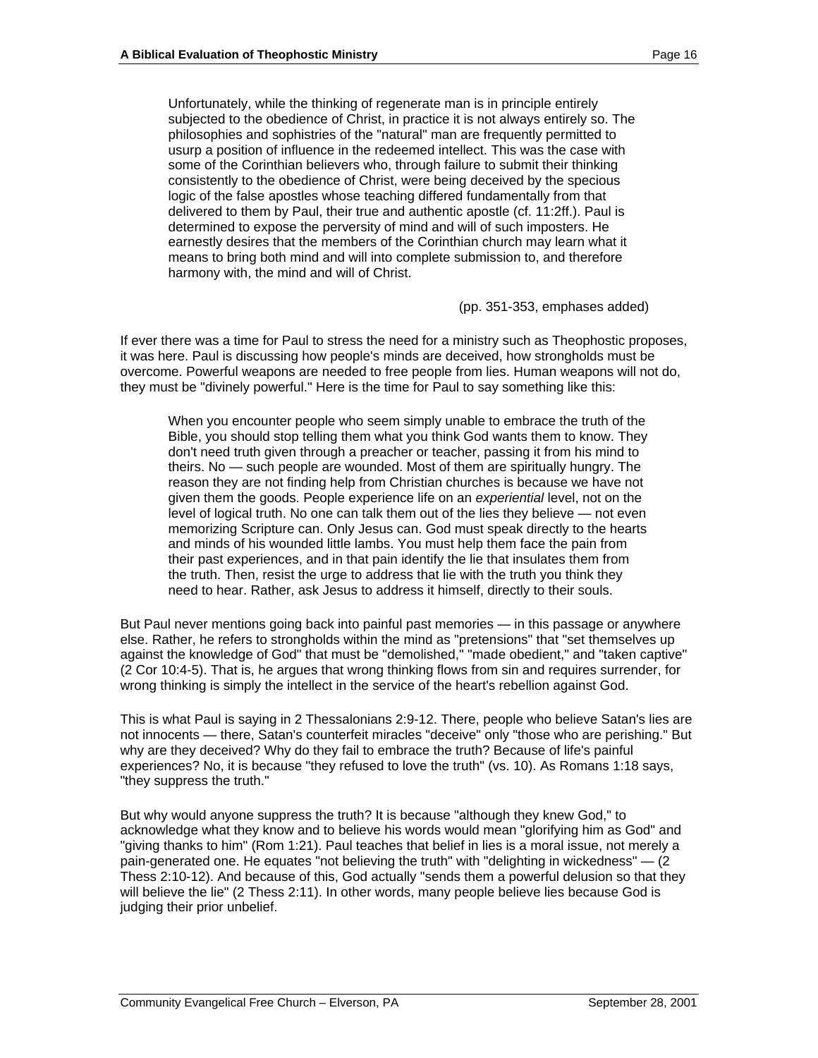> Unfortunately, while the thinking of regenerate man is in principle entirely subjected to the obedience of Christ, in practice it is not always entirely so. The philosophies and sophistries of the "natural" man are frequently permitted to usurp a position of influence in the redeemed intellect. This was the case with some of the Corinthian believers who, through failure to submit their thinking consistently to the obedience of Christ, were being deceived by the specious logic of the false apostles whose teaching differed fundamentally from that delivered to them by Paul, their true and authentic apostle (cf. 11:2ff.). Paul is determined to expose the perversity of mind and will of such imposters. He earnestly desires that the members of the Corinthian church may learn what it means to bring both mind and will into complete submission to, and therefore harmony with, the mind and will of Christ.
>
> (pp. 351-353, emphases added)

If ever there was a time for Paul to stress the need for a ministry such as Theophostic proposes, it was here. Paul is discussing how people's minds are deceived, how strongholds must be overcome. Powerful weapons are needed to free people from lies. Human weapons will not do, they must be "divinely powerful." Here is the time for Paul to say something like this:

> When you encounter people who seem simply unable to embrace the truth of the Bible, you should stop telling them what you think God wants them to know. They don't need truth given through a preacher or teacher, passing it from his mind to theirs. No — such people are wounded. Most of them are spiritually hungry. The reason they are not finding help from Christian churches is because we have not given them the goods. People experience life on an *experiential* level, not on the level of logical truth. No one can talk them out of the lies they believe — not even memorizing Scripture can. Only Jesus can. God must speak directly to the hearts and minds of his wounded little lambs. You must help them face the pain from their past experiences, and in that pain identify the lie that insulates them from the truth. Then, resist the urge to address that lie with the truth you think they need to hear. Rather, ask Jesus to address it himself, directly to their souls.

But Paul never mentions going back into painful past memories — in this passage or anywhere else. Rather, he refers to strongholds within the mind as "pretensions" that "set themselves up against the knowledge of God" that must be "demolished," "made obedient," and "taken captive" (2 Cor 10:4-5). That is, he argues that wrong thinking flows from sin and requires surrender, for wrong thinking is simply the intellect in the service of the heart's rebellion against God.

This is what Paul is saying in 2 Thessalonians 2:9-12. There, people who believe Satan's lies are not innocents — there, Satan's counterfeit miracles "deceive" only "those who are perishing." But why are they deceived? Why do they fail to embrace the truth? Because of life's painful experiences? No, it is because "they refused to love the truth" (vs. 10). As Romans 1:18 says, "they suppress the truth."

But why would anyone suppress the truth? It is because "although they knew God," to acknowledge what they know and to believe his words would mean "glorifying him as God" and "giving thanks to him" (Rom 1:21). Paul teaches that belief in lies is a moral issue, not merely a pain-generated one. He equates "not believing the truth" with "delighting in wickedness" — (2 Thess 2:10-12). And because of this, God actually "sends them a powerful delusion so that they will believe the lie" (2 Thess 2:11). In other words, many people believe lies because God is judging their prior unbelief.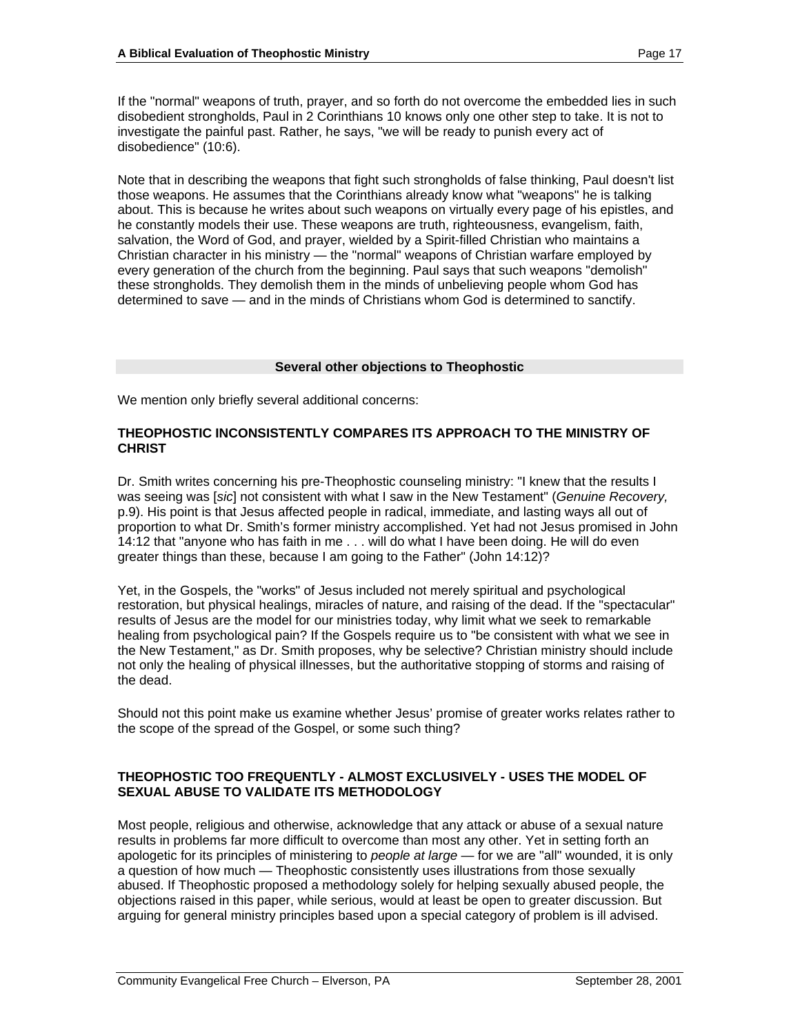If the "normal" weapons of truth, prayer, and so forth do not overcome the embedded lies in such disobedient strongholds, Paul in 2 Corinthians 10 knows only one other step to take. It is not to investigate the painful past. Rather, he says, "we will be ready to punish every act of disobedience" (10:6).

Note that in describing the weapons that fight such strongholds of false thinking, Paul doesn't list those weapons. He assumes that the Corinthians already know what "weapons" he is talking about. This is because he writes about such weapons on virtually every page of his epistles, and he constantly models their use. These weapons are truth, righteousness, evangelism, faith, salvation, the Word of God, and prayer, wielded by a Spirit-filled Christian who maintains a Christian character in his ministry — the "normal" weapons of Christian warfare employed by every generation of the church from the beginning. Paul says that such weapons "demolish" these strongholds. They demolish them in the minds of unbelieving people whom God has determined to save — and in the minds of Christians whom God is determined to sanctify.

## Several other objections to Theophostic

We mention only briefly several additional concerns:

### THEOPHOSTIC INCONSISTENTLY COMPARES ITS APPROACH TO THE MINISTRY OF CHRIST

Dr. Smith writes concerning his pre-Theophostic counseling ministry: "I knew that the results I was seeing was [*sic*] not consistent with what I saw in the New Testament" (*Genuine Recovery,* p.9). His point is that Jesus affected people in radical, immediate, and lasting ways all out of proportion to what Dr. Smith's former ministry accomplished. Yet had not Jesus promised in John 14:12 that "anyone who has faith in me . . . will do what I have been doing. He will do even greater things than these, because I am going to the Father" (John 14:12)?

Yet, in the Gospels, the "works" of Jesus included not merely spiritual and psychological restoration, but physical healings, miracles of nature, and raising of the dead. If the "spectacular" results of Jesus are the model for our ministries today, why limit what we seek to remarkable healing from psychological pain? If the Gospels require us to "be consistent with what we see in the New Testament," as Dr. Smith proposes, why be selective? Christian ministry should include not only the healing of physical illnesses, but the authoritative stopping of storms and raising of the dead.

Should not this point make us examine whether Jesus' promise of greater works relates rather to the scope of the spread of the Gospel, or some such thing?

### THEOPHOSTIC TOO FREQUENTLY - ALMOST EXCLUSIVELY - USES THE MODEL OF SEXUAL ABUSE TO VALIDATE ITS METHODOLOGY

Most people, religious and otherwise, acknowledge that any attack or abuse of a sexual nature results in problems far more difficult to overcome than most any other. Yet in setting forth an apologetic for its principles of ministering to *people at large* — for we are "all" wounded, it is only a question of how much — Theophostic consistently uses illustrations from those sexually abused. If Theophostic proposed a methodology solely for helping sexually abused people, the objections raised in this paper, while serious, would at least be open to greater discussion. But arguing for general ministry principles based upon a special category of problem is ill advised.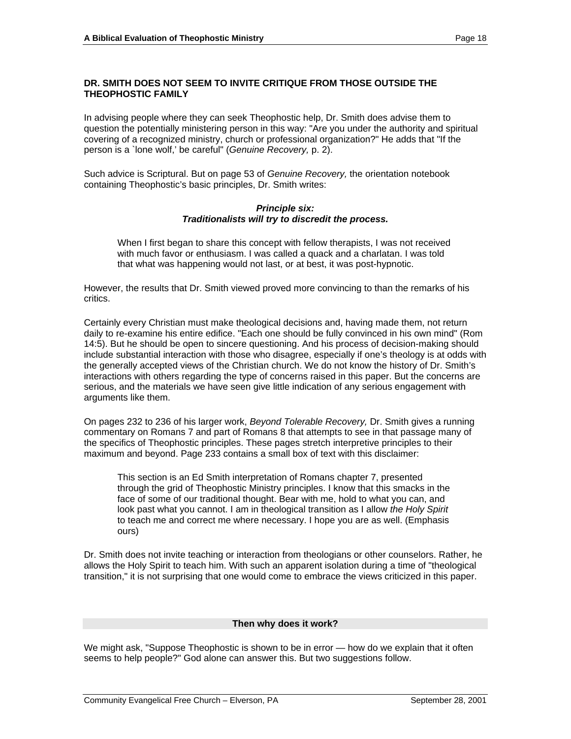## DR. SMITH DOES NOT SEEM TO INVITE CRITIQUE FROM THOSE OUTSIDE THE THEOPHOSTIC FAMILY

In advising people where they can seek Theophostic help, Dr. Smith does advise them to question the potentially ministering person in this way: "Are you under the authority and spiritual covering of a recognized ministry, church or professional organization?" He adds that "If the person is a `lone wolf,' be careful" (*Genuine Recovery,* p. 2).

Such advice is Scriptural. But on page 53 of *Genuine Recovery,* the orientation notebook containing Theophostic's basic principles, Dr. Smith writes:

> ***Principle six:***
> ***Traditionalists will try to discredit the process.***
>
> When I first began to share this concept with fellow therapists, I was not received with much favor or enthusiasm. I was called a quack and a charlatan. I was told that what was happening would not last, or at best, it was post-hypnotic.

However, the results that Dr. Smith viewed proved more convincing to than the remarks of his critics.

Certainly every Christian must make theological decisions and, having made them, not return daily to re-examine his entire edifice. "Each one should be fully convinced in his own mind" (Rom 14:5). But he should be open to sincere questioning. And his process of decision-making should include substantial interaction with those who disagree, especially if one's theology is at odds with the generally accepted views of the Christian church. We do not know the history of Dr. Smith's interactions with others regarding the type of concerns raised in this paper. But the concerns are serious, and the materials we have seen give little indication of any serious engagement with arguments like them.

On pages 232 to 236 of his larger work, *Beyond Tolerable Recovery,* Dr. Smith gives a running commentary on Romans 7 and part of Romans 8 that attempts to see in that passage many of the specifics of Theophostic principles. These pages stretch interpretive principles to their maximum and beyond. Page 233 contains a small box of text with this disclaimer:

> This section is an Ed Smith interpretation of Romans chapter 7, presented through the grid of Theophostic Ministry principles. I know that this smacks in the face of some of our traditional thought. Bear with me, hold to what you can, and look past what you cannot. I am in theological transition as I allow *the Holy Spirit* to teach me and correct me where necessary. I hope you are as well. (Emphasis ours)

Dr. Smith does not invite teaching or interaction from theologians or other counselors. Rather, he allows the Holy Spirit to teach him. With such an apparent isolation during a time of "theological transition," it is not surprising that one would come to embrace the views criticized in this paper.

## Then why does it work?

We might ask, "Suppose Theophostic is shown to be in error — how do we explain that it often seems to help people?" God alone can answer this. But two suggestions follow.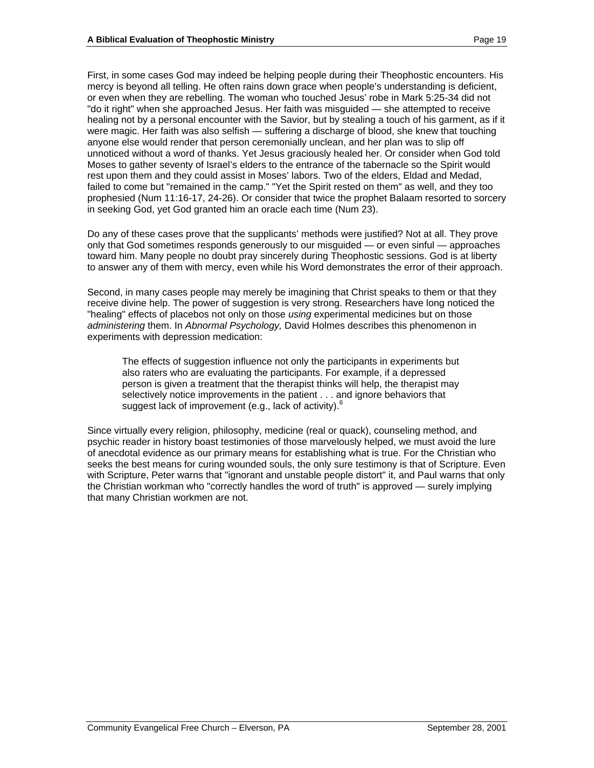First, in some cases God may indeed be helping people during their Theophostic encounters. His mercy is beyond all telling. He often rains down grace when people's understanding is deficient, or even when they are rebelling. The woman who touched Jesus' robe in Mark 5:25-34 did not "do it right" when she approached Jesus. Her faith was misguided — she attempted to receive healing not by a personal encounter with the Savior, but by stealing a touch of his garment, as if it were magic. Her faith was also selfish — suffering a discharge of blood, she knew that touching anyone else would render that person ceremonially unclean, and her plan was to slip off unnoticed without a word of thanks. Yet Jesus graciously healed her. Or consider when God told Moses to gather seventy of Israel's elders to the entrance of the tabernacle so the Spirit would rest upon them and they could assist in Moses' labors. Two of the elders, Eldad and Medad, failed to come but "remained in the camp." "Yet the Spirit rested on them" as well, and they too prophesied (Num 11:16-17, 24-26). Or consider that twice the prophet Balaam resorted to sorcery in seeking God, yet God granted him an oracle each time (Num 23).

Do any of these cases prove that the supplicants' methods were justified? Not at all. They prove only that God sometimes responds generously to our misguided — or even sinful — approaches toward him. Many people no doubt pray sincerely during Theophostic sessions. God is at liberty to answer any of them with mercy, even while his Word demonstrates the error of their approach.

Second, in many cases people may merely be imagining that Christ speaks to them or that they receive divine help. The power of suggestion is very strong. Researchers have long noticed the "healing" effects of placebos not only on those *using* experimental medicines but on those *administering* them. In *Abnormal Psychology,* David Holmes describes this phenomenon in experiments with depression medication:

> The effects of suggestion influence not only the participants in experiments but also raters who are evaluating the participants. For example, if a depressed person is given a treatment that the therapist thinks will help, the therapist may selectively notice improvements in the patient . . . and ignore behaviors that suggest lack of improvement (e.g., lack of activity).[6]

Since virtually every religion, philosophy, medicine (real or quack), counseling method, and psychic reader in history boast testimonies of those marvelously helped, we must avoid the lure of anecdotal evidence as our primary means for establishing what is true. For the Christian who seeks the best means for curing wounded souls, the only sure testimony is that of Scripture. Even with Scripture, Peter warns that "ignorant and unstable people distort" it, and Paul warns that only the Christian workman who "correctly handles the word of truth" is approved — surely implying that many Christian workmen are not.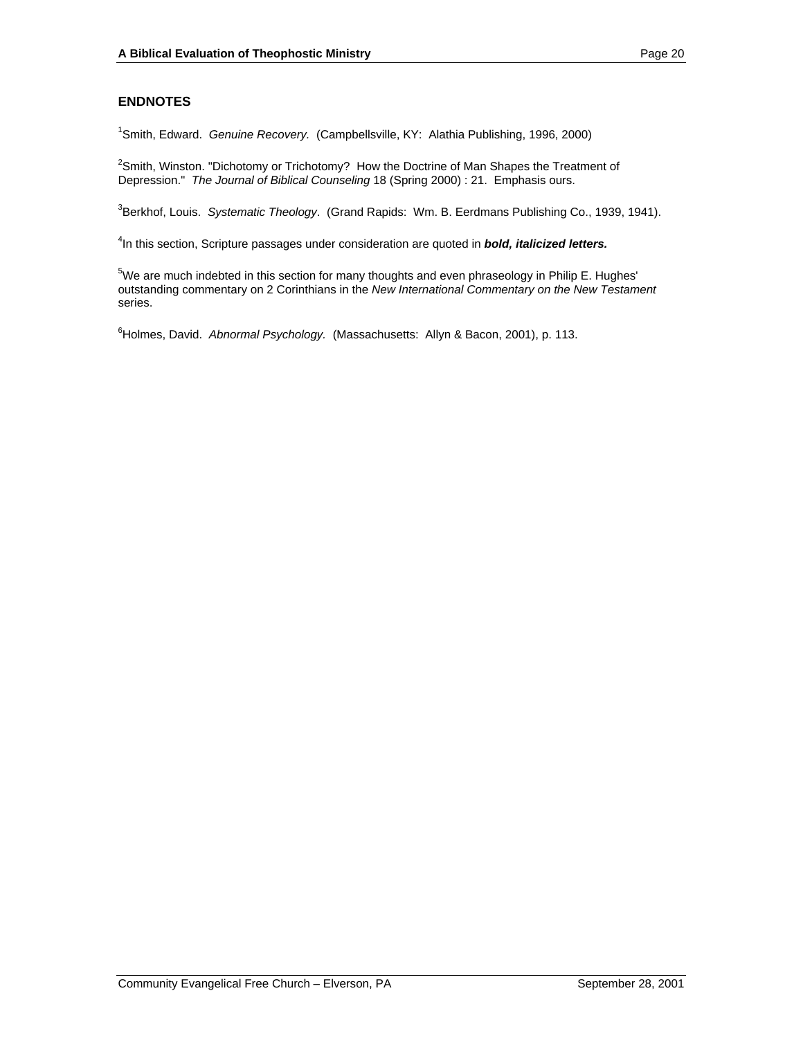## ENDNOTES

[1]Smith, Edward. *Genuine Recovery.* (Campbellsville, KY: Alathia Publishing, 1996, 2000)

[2]Smith, Winston. "Dichotomy or Trichotomy? How the Doctrine of Man Shapes the Treatment of Depression." *The Journal of Biblical Counseling* 18 (Spring 2000) : 21. Emphasis ours.

[3]Berkhof, Louis. *Systematic Theology*. (Grand Rapids: Wm. B. Eerdmans Publishing Co., 1939, 1941).

[4]In this section, Scripture passages under consideration are quoted in ***bold, italicized letters.***

[5]We are much indebted in this section for many thoughts and even phraseology in Philip E. Hughes' outstanding commentary on 2 Corinthians in the *New International Commentary on the New Testament* series.

[6]Holmes, David. *Abnormal Psychology.* (Massachusetts: Allyn & Bacon, 2001), p. 113.